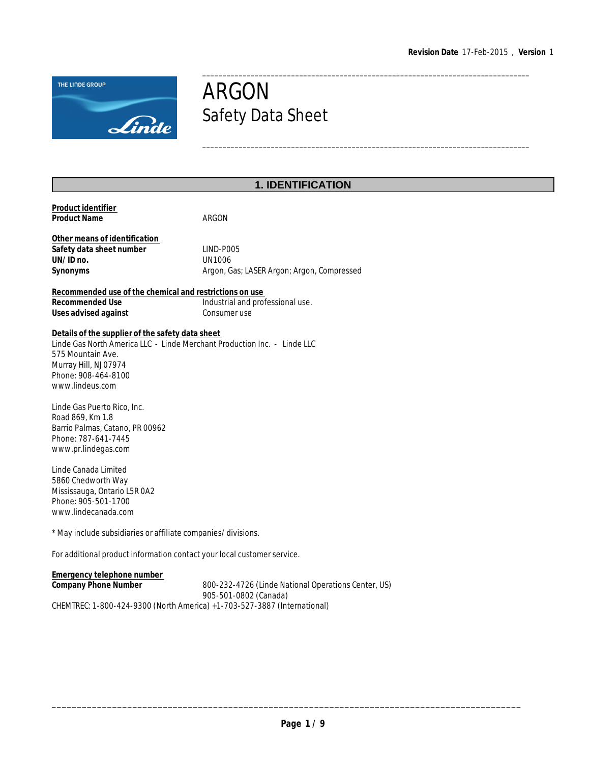Revision Date 17-Feb-2015 , Version 1

# ARGON
## Safety Data Sheet

## 1. IDENTIFICATION

**Product identifier**

**Product Name** ARGON

**Other means of identification**

**Safety data sheet number** LIND-P005

**UN/ ID no.** UN1006

**Synonyms** Argon, Gas; LASER Argon; Argon, Compressed

**Recommended use of the chemical and restrictions on use**

**Recommended Use** Industrial and professional use.

**Uses advised against** Consumer use

**Details of the supplier of the safety data sheet**

Linde Gas North America LLC - Linde Merchant Production Inc. - Linde LLC
575 Mountain Ave.
Murray Hill, NJ 07974
Phone: 908-464-8100
www.lindeus.com

Linde Gas Puerto Rico, Inc.
Road 869, Km 1.8
Barrio Palmas, Catano, PR 00962
Phone: 787-641-7445
www.pr.lindegas.com

Linde Canada Limited
5860 Chedworth Way
Mississauga, Ontario L5R 0A2
Phone: 905-501-1700
www.lindecanada.com

* May include subsidiaries or affiliate companies/ divisions.

For additional product information contact your local customer service.

**Emergency telephone number**

**Company Phone Number** 800-232-4726 (Linde National Operations Center, US)
905-501-0802 (Canada)

CHEMTREC: 1-800-424-9300 (North America) +1-703-527-3887 (International)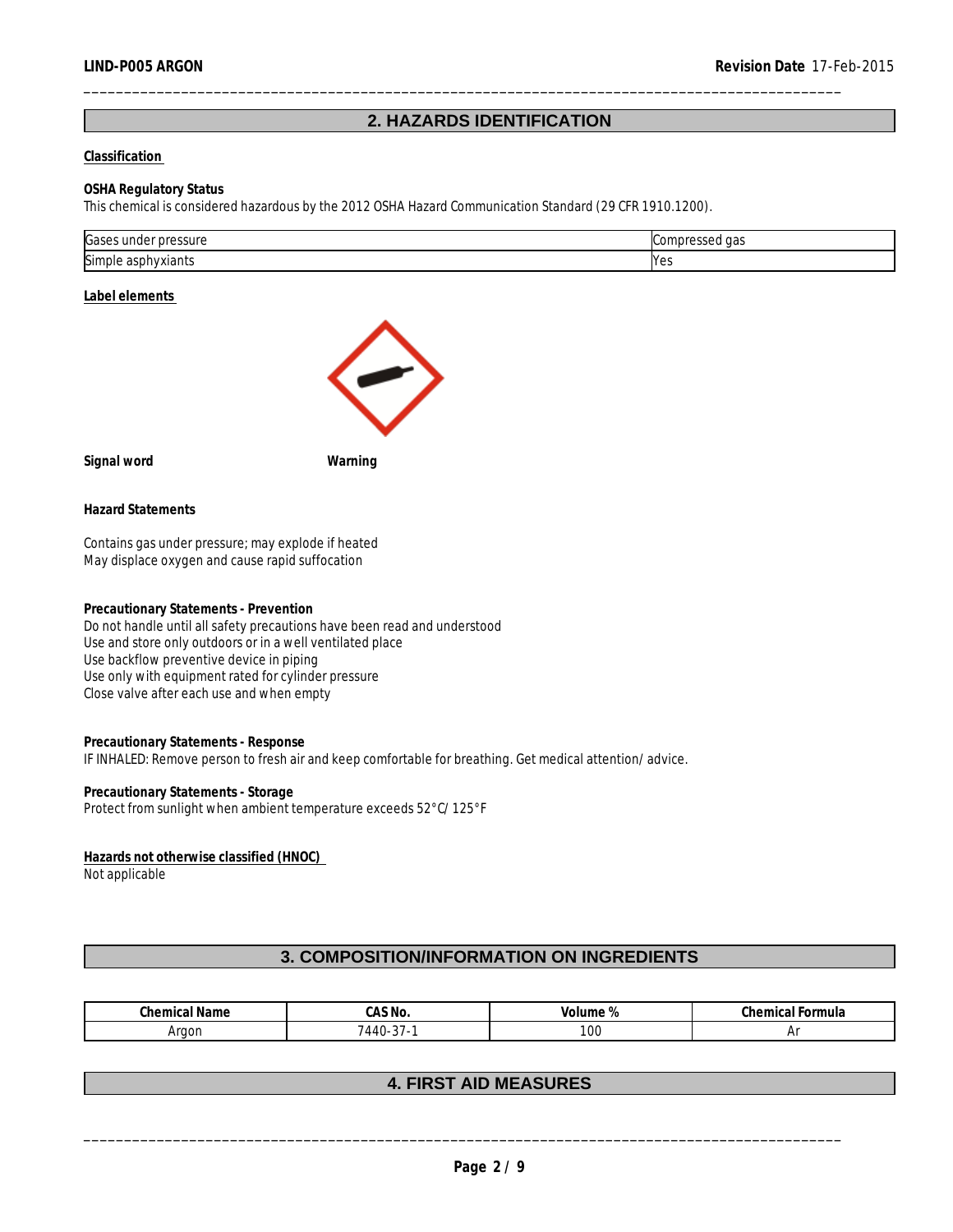## 2. HAZARDS IDENTIFICATION

**Classification**

**OSHA Regulatory Status**

This chemical is considered hazardous by the 2012 OSHA Hazard Communication Standard (29 CFR 1910.1200).

| Gases under pressure | Compressed gas |
|---|---|
| Simple asphyxiants | Yes |

**Label elements**

**Signal word** Warning

**Hazard Statements**

Contains gas under pressure; may explode if heated
May displace oxygen and cause rapid suffocation

**Precautionary Statements - Prevention**

Do not handle until all safety precautions have been read and understood
Use and store only outdoors or in a well ventilated place
Use backflow preventive device in piping
Use only with equipment rated for cylinder pressure
Close valve after each use and when empty

**Precautionary Statements - Response**

IF INHALED: Remove person to fresh air and keep comfortable for breathing. Get medical attention/ advice.

**Precautionary Statements - Storage**

Protect from sunlight when ambient temperature exceeds 52°C/ 125°F

**Hazards not otherwise classified (HNOC)**

Not applicable

## 3. COMPOSITION/INFORMATION ON INGREDIENTS

| Chemical Name | CAS No. | Volume % | Chemical Formula |
|---|---|---|---|
| Argon | 7440-37-1 | 100 | Ar |

## 4. FIRST AID MEASURES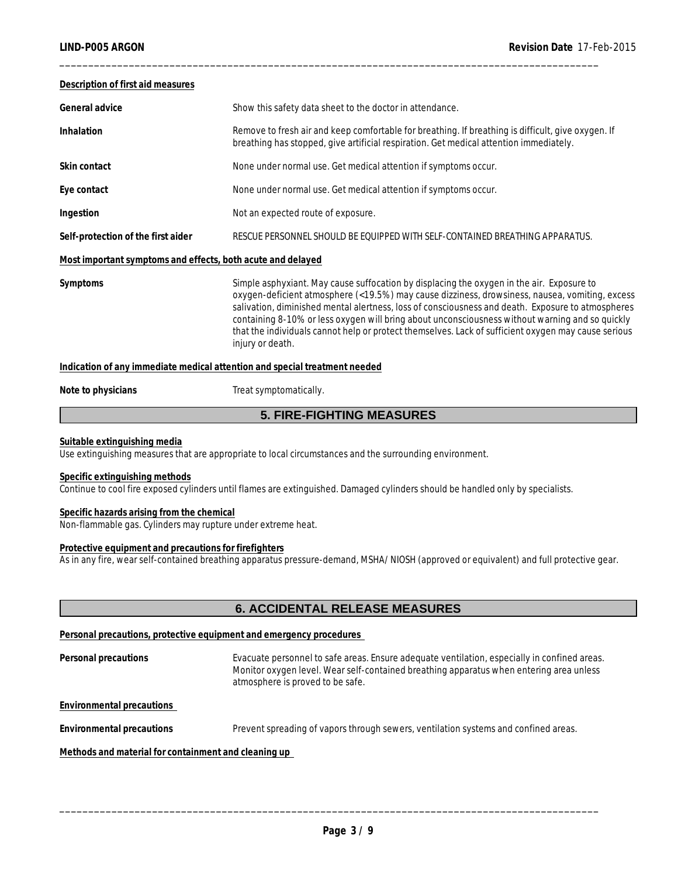**Description of first aid measures**

| | |
|---|---|
| **General advice** | Show this safety data sheet to the doctor in attendance. |
| **Inhalation** | Remove to fresh air and keep comfortable for breathing. If breathing is difficult, give oxygen. If breathing has stopped, give artificial respiration. Get medical attention immediately. |
| **Skin contact** | None under normal use. Get medical attention if symptoms occur. |
| **Eye contact** | None under normal use. Get medical attention if symptoms occur. |
| **Ingestion** | Not an expected route of exposure. |
| **Self-protection of the first aider** | RESCUE PERSONNEL SHOULD BE EQUIPPED WITH SELF-CONTAINED BREATHING APPARATUS. |

**Most important symptoms and effects, both acute and delayed**

| | |
|---|---|
| **Symptoms** | Simple asphyxiant. May cause suffocation by displacing the oxygen in the air. Exposure to oxygen-deficient atmosphere (<19.5%) may cause dizziness, drowsiness, nausea, vomiting, excess salivation, diminished mental alertness, loss of consciousness and death. Exposure to atmospheres containing 8-10% or less oxygen will bring about unconsciousness without warning and so quickly that the individuals cannot help or protect themselves. Lack of sufficient oxygen may cause serious injury or death. |

**Indication of any immediate medical attention and special treatment needed**

| | |
|---|---|
| **Note to physicians** | Treat symptomatically. |

## 5. FIRE-FIGHTING MEASURES

**Suitable extinguishing media**

Use extinguishing measures that are appropriate to local circumstances and the surrounding environment.

**Specific extinguishing methods**

Continue to cool fire exposed cylinders until flames are extinguished. Damaged cylinders should be handled only by specialists.

**Specific hazards arising from the chemical**

Non-flammable gas. Cylinders may rupture under extreme heat.

**Protective equipment and precautions for firefighters**

As in any fire, wear self-contained breathing apparatus pressure-demand, MSHA/ NIOSH (approved or equivalent) and full protective gear.

## 6. ACCIDENTAL RELEASE MEASURES

**Personal precautions, protective equipment and emergency procedures**

| | |
|---|---|
| **Personal precautions** | Evacuate personnel to safe areas. Ensure adequate ventilation, especially in confined areas. Monitor oxygen level. Wear self-contained breathing apparatus when entering area unless atmosphere is proved to be safe. |

**Environmental precautions**

| | |
|---|---|
| **Environmental precautions** | Prevent spreading of vapors through sewers, ventilation systems and confined areas. |

**Methods and material for containment and cleaning up**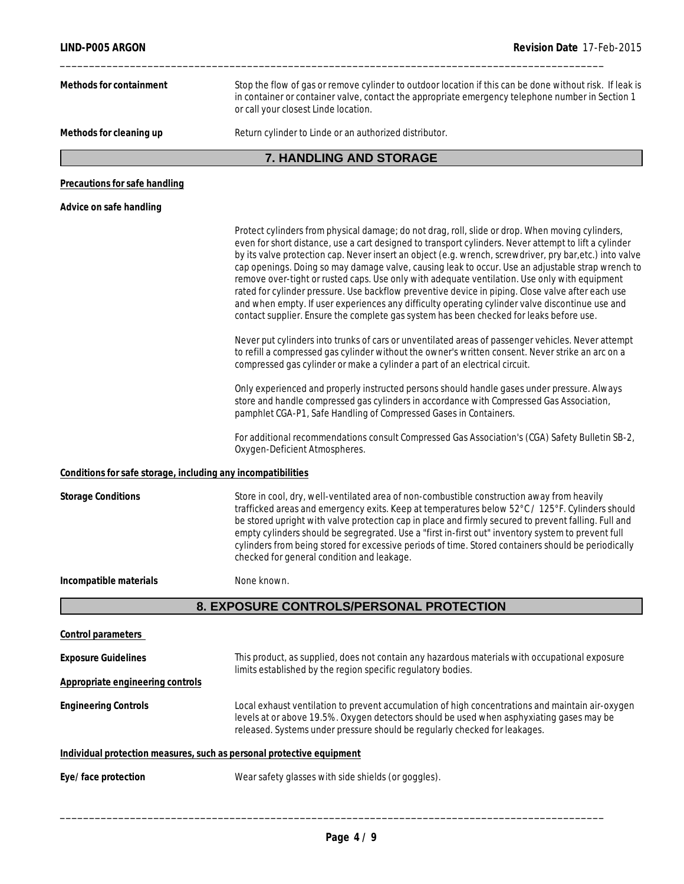**Methods for containment**

Stop the flow of gas or remove cylinder to outdoor location if this can be done without risk. If leak is in container or container valve, contact the appropriate emergency telephone number in Section 1 or call your closest Linde location.

**Methods for cleaning up**

Return cylinder to Linde or an authorized distributor.

## 7. HANDLING AND STORAGE

**Precautions for safe handling**

**Advice on safe handling**

Protect cylinders from physical damage; do not drag, roll, slide or drop. When moving cylinders, even for short distance, use a cart designed to transport cylinders. Never attempt to lift a cylinder by its valve protection cap. Never insert an object (e.g. wrench, screwdriver, pry bar,etc.) into valve cap openings. Doing so may damage valve, causing leak to occur. Use an adjustable strap wrench to remove over-tight or rusted caps. Use only with adequate ventilation. Use only with equipment rated for cylinder pressure. Use backflow preventive device in piping. Close valve after each use and when empty. If user experiences any difficulty operating cylinder valve discontinue use and contact supplier. Ensure the complete gas system has been checked for leaks before use.

Never put cylinders into trunks of cars or unventilated areas of passenger vehicles. Never attempt to refill a compressed gas cylinder without the owner's written consent. Never strike an arc on a compressed gas cylinder or make a cylinder a part of an electrical circuit.

Only experienced and properly instructed persons should handle gases under pressure. Always store and handle compressed gas cylinders in accordance with Compressed Gas Association, pamphlet CGA-P1, Safe Handling of Compressed Gases in Containers.

For additional recommendations consult Compressed Gas Association's (CGA) Safety Bulletin SB-2, Oxygen-Deficient Atmospheres.

**Conditions for safe storage, including any incompatibilities**

**Storage Conditions**

Store in cool, dry, well-ventilated area of non-combustible construction away from heavily trafficked areas and emergency exits. Keep at temperatures below 52°C / 125°F. Cylinders should be stored upright with valve protection cap in place and firmly secured to prevent falling. Full and empty cylinders should be segregrated. Use a "first in-first out" inventory system to prevent full cylinders from being stored for excessive periods of time. Stored containers should be periodically checked for general condition and leakage.

**Incompatible materials**

None known.

## 8. EXPOSURE CONTROLS/PERSONAL PROTECTION

**Control parameters**

**Exposure Guidelines**

This product, as supplied, does not contain any hazardous materials with occupational exposure limits established by the region specific regulatory bodies.

**Appropriate engineering controls**

**Engineering Controls**

Local exhaust ventilation to prevent accumulation of high concentrations and maintain air-oxygen levels at or above 19.5%. Oxygen detectors should be used when asphyxiating gases may be released. Systems under pressure should be regularly checked for leakages.

**Individual protection measures, such as personal protective equipment**

**Eye/ face protection**

Wear safety glasses with side shields (or goggles).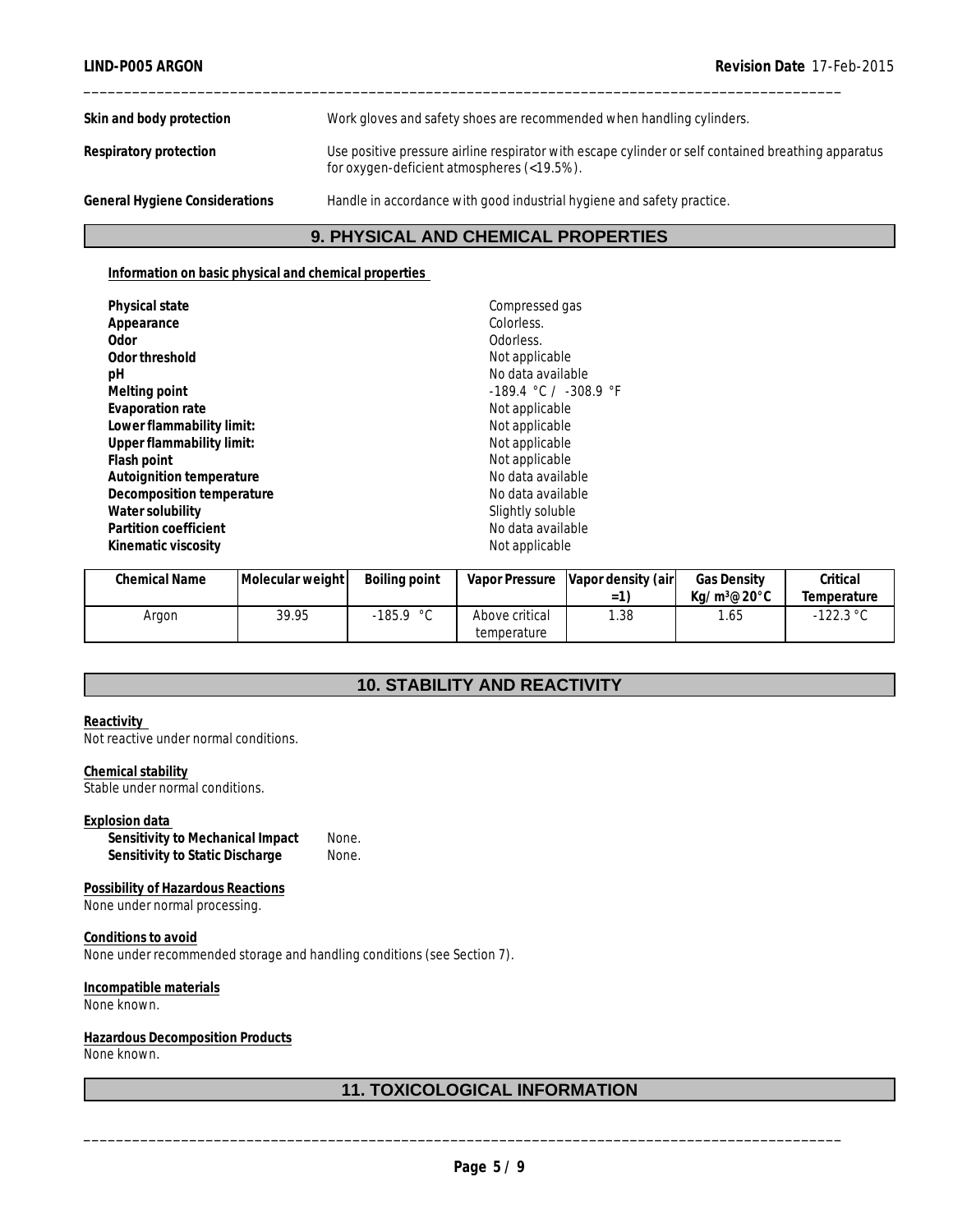| | |
|---|---|
| **Skin and body protection** | Work gloves and safety shoes are recommended when handling cylinders. |
| **Respiratory protection** | Use positive pressure airline respirator with escape cylinder or self contained breathing apparatus for oxygen-deficient atmospheres (<19.5%). |
| **General Hygiene Considerations** | Handle in accordance with good industrial hygiene and safety practice. |

## 9. PHYSICAL AND CHEMICAL PROPERTIES

**Information on basic physical and chemical properties**

| | |
|---|---|
| **Physical state** | Compressed gas |
| **Appearance** | Colorless. |
| **Odor** | Odorless. |
| **Odor threshold** | Not applicable |
| **pH** | No data available |
| **Melting point** | -189.4 °C / -308.9 °F |
| **Evaporation rate** | Not applicable |
| **Lower flammability limit:** | Not applicable |
| **Upper flammability limit:** | Not applicable |
| **Flash point** | Not applicable |
| **Autoignition temperature** | No data available |
| **Decomposition temperature** | No data available |
| **Water solubility** | Slightly soluble |
| **Partition coefficient** | No data available |
| **Kinematic viscosity** | Not applicable |

| Chemical Name | Molecular weight | Boiling point | Vapor Pressure | Vapor density (air =1) | Gas Density Kg/ m³@ 20°C | Critical Temperature |
|---|---|---|---|---|---|---|
| Argon | 39.95 | -185.9 °C | Above critical temperature | 1.38 | 1.65 | -122.3 °C |

## 10. STABILITY AND REACTIVITY

**Reactivity**
Not reactive under normal conditions.

**Chemical stability**
Stable under normal conditions.

**Explosion data**

| | |
|---|---|
| **Sensitivity to Mechanical Impact** | None. |
| **Sensitivity to Static Discharge** | None. |

**Possibility of Hazardous Reactions**
None under normal processing.

**Conditions to avoid**
None under recommended storage and handling conditions (see Section 7).

**Incompatible materials**
None known.

**Hazardous Decomposition Products**
None known.

## 11. TOXICOLOGICAL INFORMATION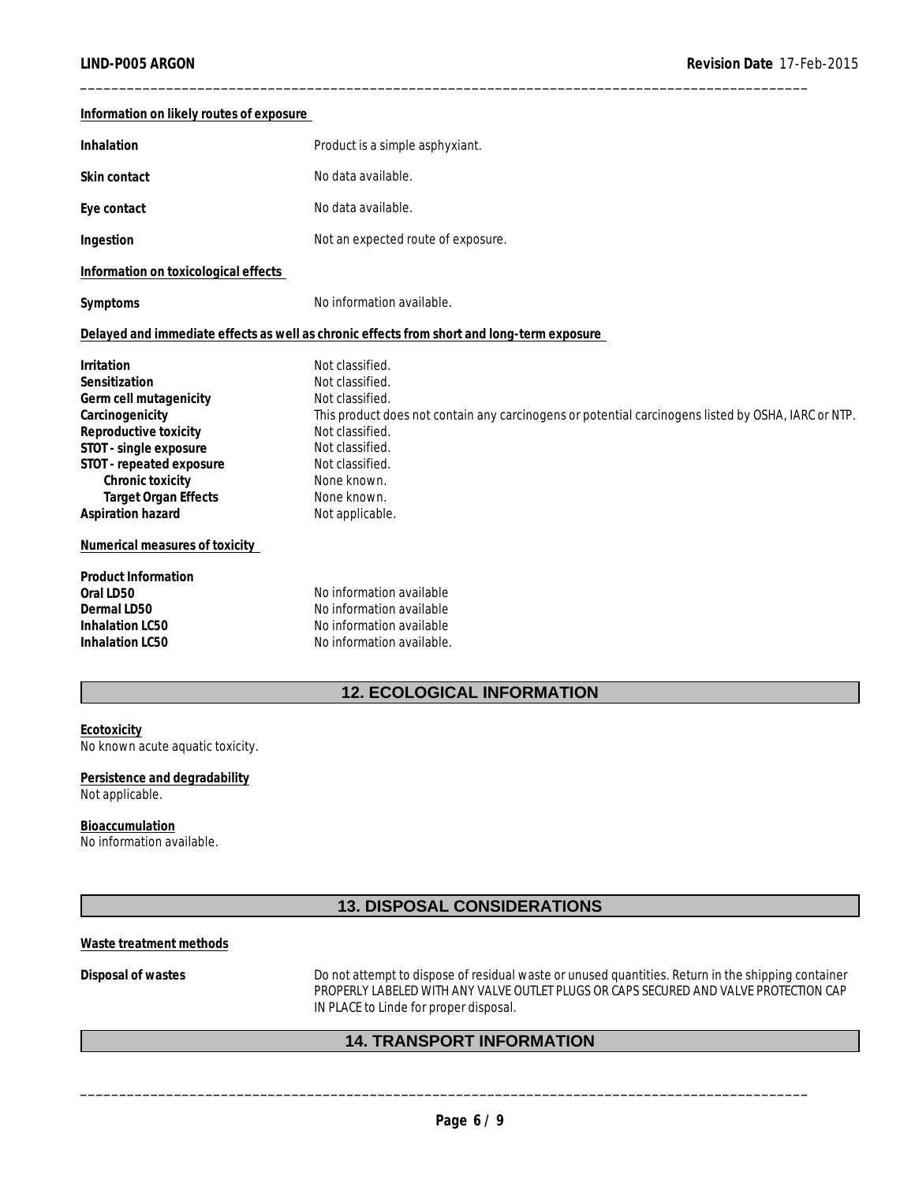**Information on likely routes of exposure**

| | |
|---|---|
| **Inhalation** | Product is a simple asphyxiant. |
| **Skin contact** | No data available. |
| **Eye contact** | No data available. |
| **Ingestion** | Not an expected route of exposure. |

**Information on toxicological effects**

| | |
|---|---|
| **Symptoms** | No information available. |

**Delayed and immediate effects as well as chronic effects from short and long-term exposure**

| | |
|---|---|
| **Irritation** | Not classified. |
| **Sensitization** | Not classified. |
| **Germ cell mutagenicity** | Not classified. |
| **Carcinogenicity** | This product does not contain any carcinogens or potential carcinogens listed by OSHA, IARC or NTP. |
| **Reproductive toxicity** | Not classified. |
| **STOT - single exposure** | Not classified. |
| **STOT - repeated exposure** | Not classified. |
| **Chronic toxicity** | None known. |
| **Target Organ Effects** | None known. |
| **Aspiration hazard** | Not applicable. |

**Numerical measures of toxicity**

**Product Information**

| | |
|---|---|
| **Oral LD50** | No information available |
| **Dermal LD50** | No information available |
| **Inhalation LC50** | No information available |
| **Inhalation LC50** | No information available. |

## 12. ECOLOGICAL INFORMATION

**Ecotoxicity**
No known acute aquatic toxicity.

**Persistence and degradability**
Not applicable.

**Bioaccumulation**
No information available.

## 13. DISPOSAL CONSIDERATIONS

**Waste treatment methods**

| | |
|---|---|
| **Disposal of wastes** | Do not attempt to dispose of residual waste or unused quantities. Return in the shipping container PROPERLY LABELED WITH ANY VALVE OUTLET PLUGS OR CAPS SECURED AND VALVE PROTECTION CAP IN PLACE to Linde for proper disposal. |

## 14. TRANSPORT INFORMATION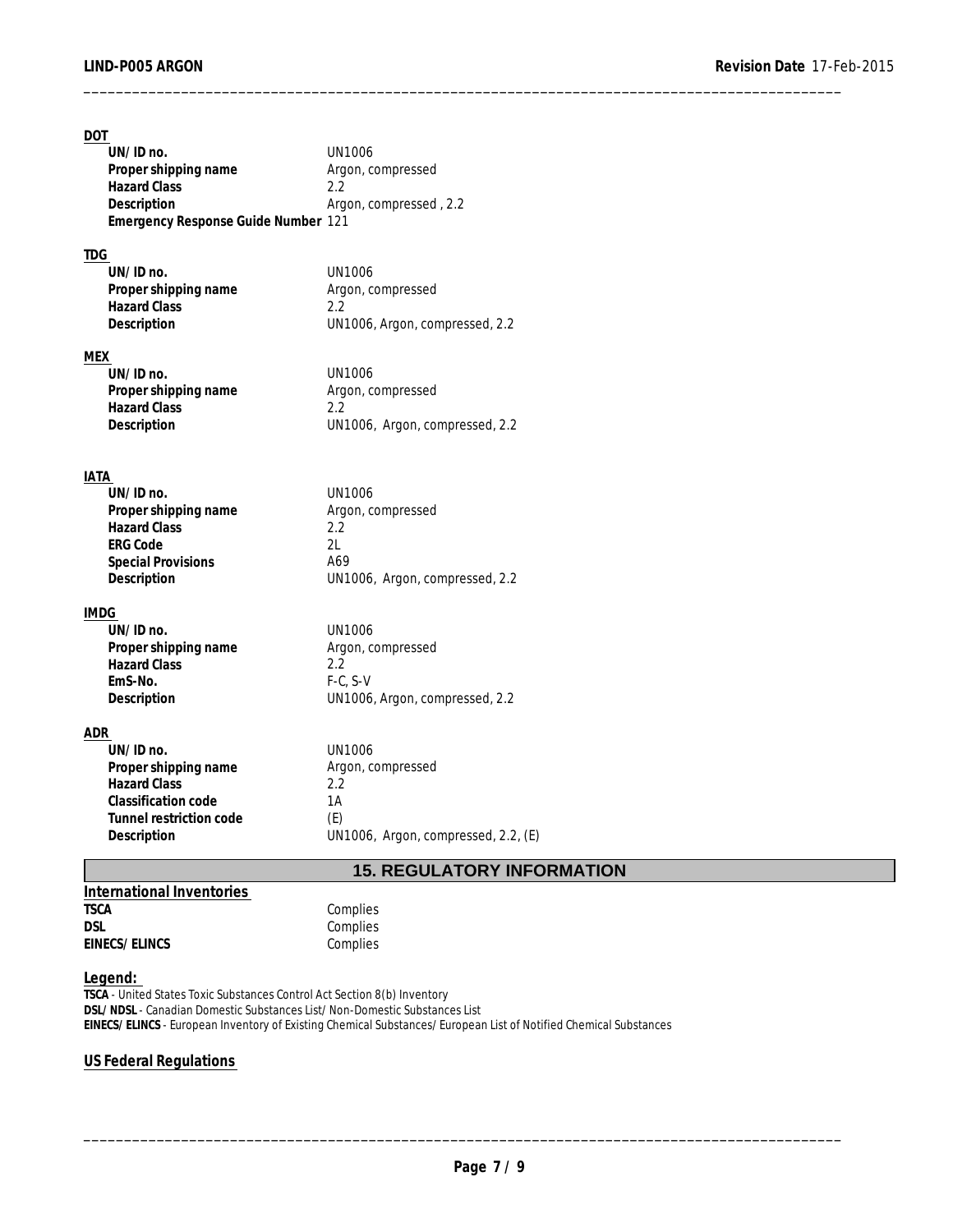**DOT**

| | |
|---|---|
| **UN/ID no.** | UN1006 |
| **Proper shipping name** | Argon, compressed |
| **Hazard Class** | 2.2 |
| **Description** | Argon, compressed , 2.2 |
| **Emergency Response Guide Number** | 121 |

**TDG**

| | |
|---|---|
| **UN/ID no.** | UN1006 |
| **Proper shipping name** | Argon, compressed |
| **Hazard Class** | 2.2 |
| **Description** | UN1006, Argon, compressed, 2.2 |

**MEX**

| | |
|---|---|
| **UN/ID no.** | UN1006 |
| **Proper shipping name** | Argon, compressed |
| **Hazard Class** | 2.2 |
| **Description** | UN1006, Argon, compressed, 2.2 |

**IATA**

| | |
|---|---|
| **UN/ID no.** | UN1006 |
| **Proper shipping name** | Argon, compressed |
| **Hazard Class** | 2.2 |
| **ERG Code** | 2L |
| **Special Provisions** | A69 |
| **Description** | UN1006, Argon, compressed, 2.2 |

**IMDG**

| | |
|---|---|
| **UN/ID no.** | UN1006 |
| **Proper shipping name** | Argon, compressed |
| **Hazard Class** | 2.2 |
| **EmS-No.** | F-C, S-V |
| **Description** | UN1006, Argon, compressed, 2.2 |

**ADR**

| | |
|---|---|
| **UN/ID no.** | UN1006 |
| **Proper shipping name** | Argon, compressed |
| **Hazard Class** | 2.2 |
| **Classification code** | 1A |
| **Tunnel restriction code** | (E) |
| **Description** | UN1006, Argon, compressed, 2.2, (E) |

## 15. REGULATORY INFORMATION

**International Inventories**

| | |
|---|---|
| **TSCA** | Complies |
| **DSL** | Complies |
| **EINECS/ELINCS** | Complies |

**Legend:**

**TSCA** - United States Toxic Substances Control Act Section 8(b) Inventory
**DSL/NDSL** - Canadian Domestic Substances List/Non-Domestic Substances List
**EINECS/ELINCS** - European Inventory of Existing Chemical Substances/European List of Notified Chemical Substances

**US Federal Regulations**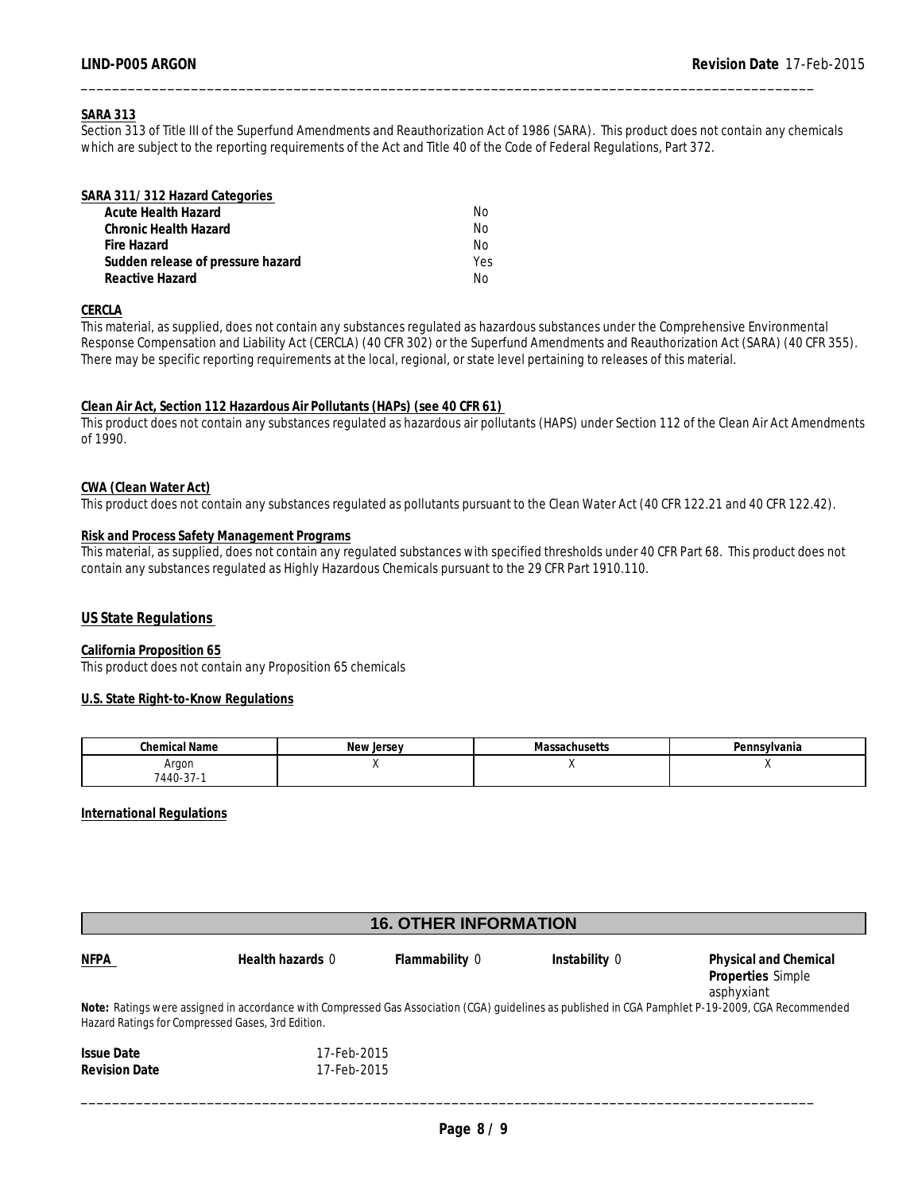**SARA 313**

Section 313 of Title III of the Superfund Amendments and Reauthorization Act of 1986 (SARA). This product does not contain any chemicals which are subject to the reporting requirements of the Act and Title 40 of the Code of Federal Regulations, Part 372.

**SARA 311/312 Hazard Categories**

| | |
|---|---|
| **Acute Health Hazard** | No |
| **Chronic Health Hazard** | No |
| **Fire Hazard** | No |
| **Sudden release of pressure hazard** | Yes |
| **Reactive Hazard** | No |

**CERCLA**

This material, as supplied, does not contain any substances regulated as hazardous substances under the Comprehensive Environmental Response Compensation and Liability Act (CERCLA) (40 CFR 302) or the Superfund Amendments and Reauthorization Act (SARA) (40 CFR 355). There may be specific reporting requirements at the local, regional, or state level pertaining to releases of this material.

**Clean Air Act, Section 112 Hazardous Air Pollutants (HAPs) (see 40 CFR 61)**

This product does not contain any substances regulated as hazardous air pollutants (HAPS) under Section 112 of the Clean Air Act Amendments of 1990.

**CWA (Clean Water Act)**

This product does not contain any substances regulated as pollutants pursuant to the Clean Water Act (40 CFR 122.21 and 40 CFR 122.42).

**Risk and Process Safety Management Programs**

This material, as supplied, does not contain any regulated substances with specified thresholds under 40 CFR Part 68. This product does not contain any substances regulated as Highly Hazardous Chemicals pursuant to the 29 CFR Part 1910.110.

## US State Regulations

**California Proposition 65**

This product does not contain any Proposition 65 chemicals

**U.S. State Right-to-Know Regulations**

| Chemical Name | New Jersey | Massachusetts | Pennsylvania |
|---|---|---|---|
| Argon 7440-37-1 | X | X | X |

**International Regulations**

## 16. OTHER INFORMATION

| **NFPA** | **Health hazards** 0 | **Flammability** 0 | **Instability** 0 | **Physical and Chemical Properties** Simple asphyxiant |
|---|---|---|---|---|

**Note:** Ratings were assigned in accordance with Compressed Gas Association (CGA) guidelines as published in CGA Pamphlet P-19-2009, CGA Recommended Hazard Ratings for Compressed Gases, 3rd Edition.

| | |
|---|---|
| **Issue Date** | 17-Feb-2015 |
| **Revision Date** | 17-Feb-2015 |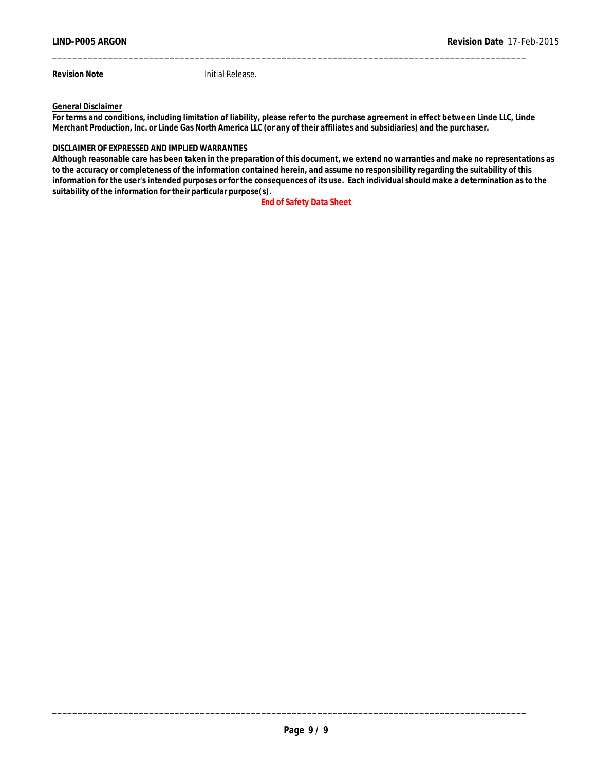**Revision Note** Initial Release.

**General Disclaimer**

**For terms and conditions, including limitation of liability, please refer to the purchase agreement in effect between Linde LLC, Linde Merchant Production, Inc. or Linde Gas North America LLC (or any of their affiliates and subsidiaries) and the purchaser.**

**DISCLAIMER OF EXPRESSED AND IMPLIED WARRANTIES**

**Although reasonable care has been taken in the preparation of this document, we extend no warranties and make no representations as to the accuracy or completeness of the information contained herein, and assume no responsibility regarding the suitability of this information for the user's intended purposes or for the consequences of its use. Each individual should make a determination as to the suitability of the information for their particular purpose(s).**

**End of Safety Data Sheet**